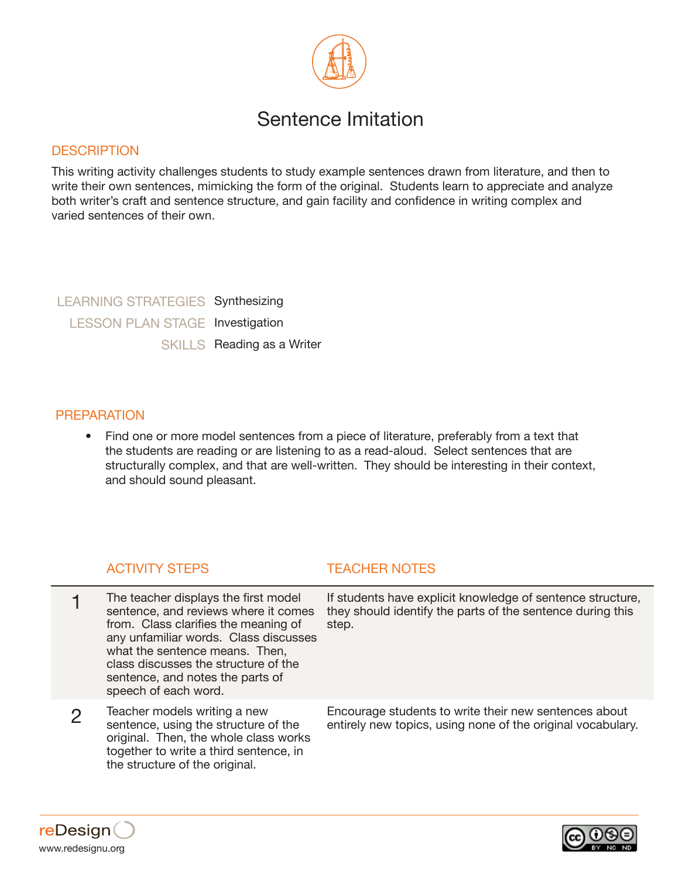# Sentence Imitation

## DESCRIPTION

This writing activity challenges students to study example sentences drawn from literature, and then to write their own sentences, mimicking the form of the original. Students learn to appreciate and analyze both writer's craft and sentence structure, and gain facility and confidence in writing complex and varied sentences of their own.

| | |
|---|---|
| LEARNING STRATEGIES | Synthesizing |
| LESSON PLAN STAGE | Investigation |
| SKILLS | Reading as a Writer |

## PREPARATION

- Find one or more model sentences from a piece of literature, preferably from a text that the students are reading or are listening to as a read-aloud. Select sentences that are structurally complex, and that are well-written. They should be interesting in their context, and should sound pleasant.

| | ACTIVITY STEPS | TEACHER NOTES |
|---|---|---|
| 1 | The teacher displays the first model sentence, and reviews where it comes from. Class clarifies the meaning of any unfamiliar words. Class discusses what the sentence means. Then, class discusses the structure of the sentence, and notes the parts of speech of each word. | If students have explicit knowledge of sentence structure, they should identify the parts of the sentence during this step. |
| 2 | Teacher models writing a new sentence, using the structure of the original. Then, the whole class works together to write a third sentence, in the structure of the original. | Encourage students to write their new sentences about entirely new topics, using none of the original vocabulary. |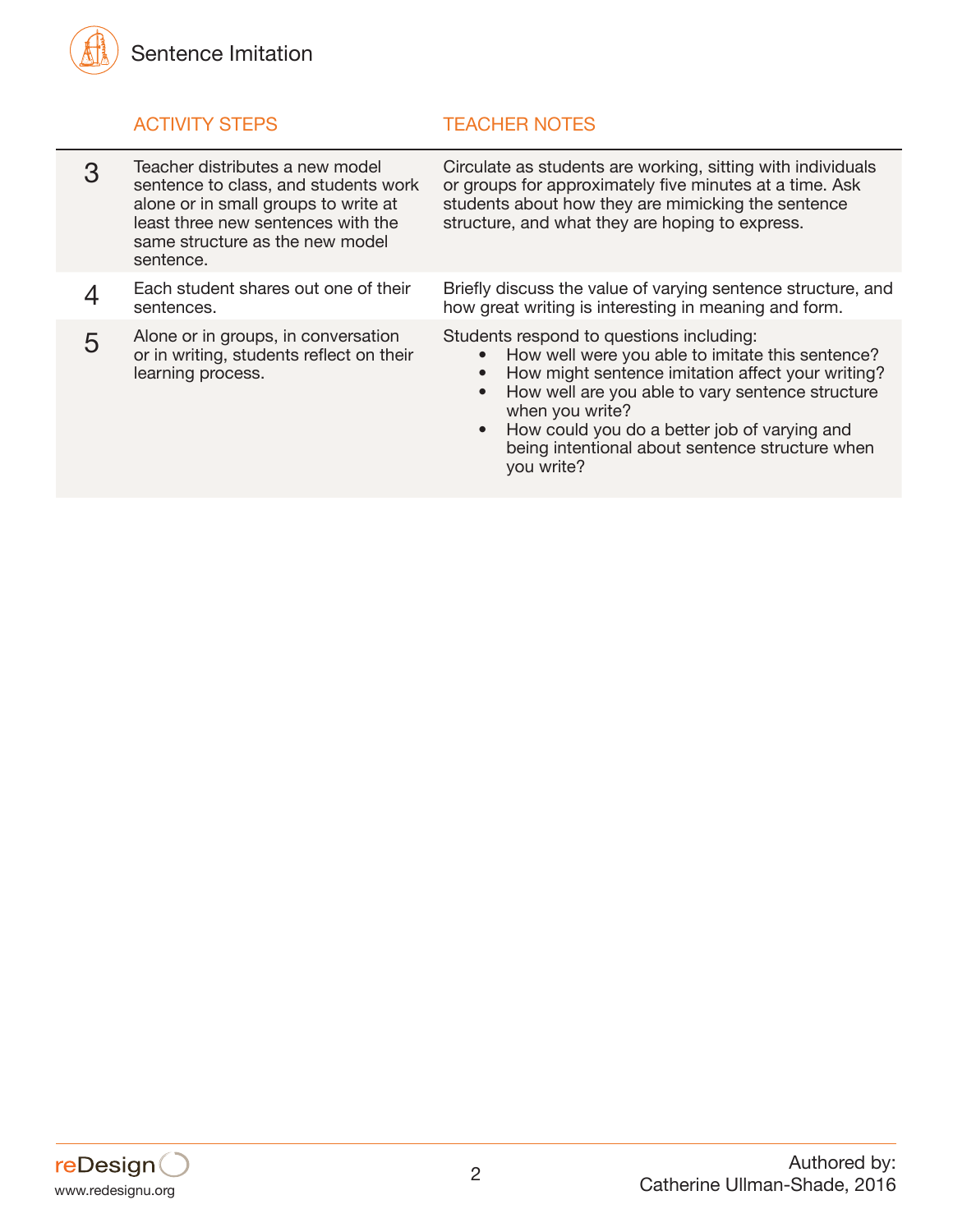| | ACTIVITY STEPS | TEACHER NOTES |
| --- | --- | --- |
| 3 | Teacher distributes a new model sentence to class, and students work alone or in small groups to write at least three new sentences with the same structure as the new model sentence. | Circulate as students are working, sitting with individuals or groups for approximately five minutes at a time. Ask students about how they are mimicking the sentence structure, and what they are hoping to express. |
| 4 | Each student shares out one of their sentences. | Briefly discuss the value of varying sentence structure, and how great writing is interesting in meaning and form. |
| 5 | Alone or in groups, in conversation or in writing, students reflect on their learning process. | Students respond to questions including:<br>• How well were you able to imitate this sentence?<br>• How might sentence imitation affect your writing?<br>• How well are you able to vary sentence structure when you write?<br>• How could you do a better job of varying and being intentional about sentence structure when you write? |

Authored by:
Catherine Ullman-Shade, 2016